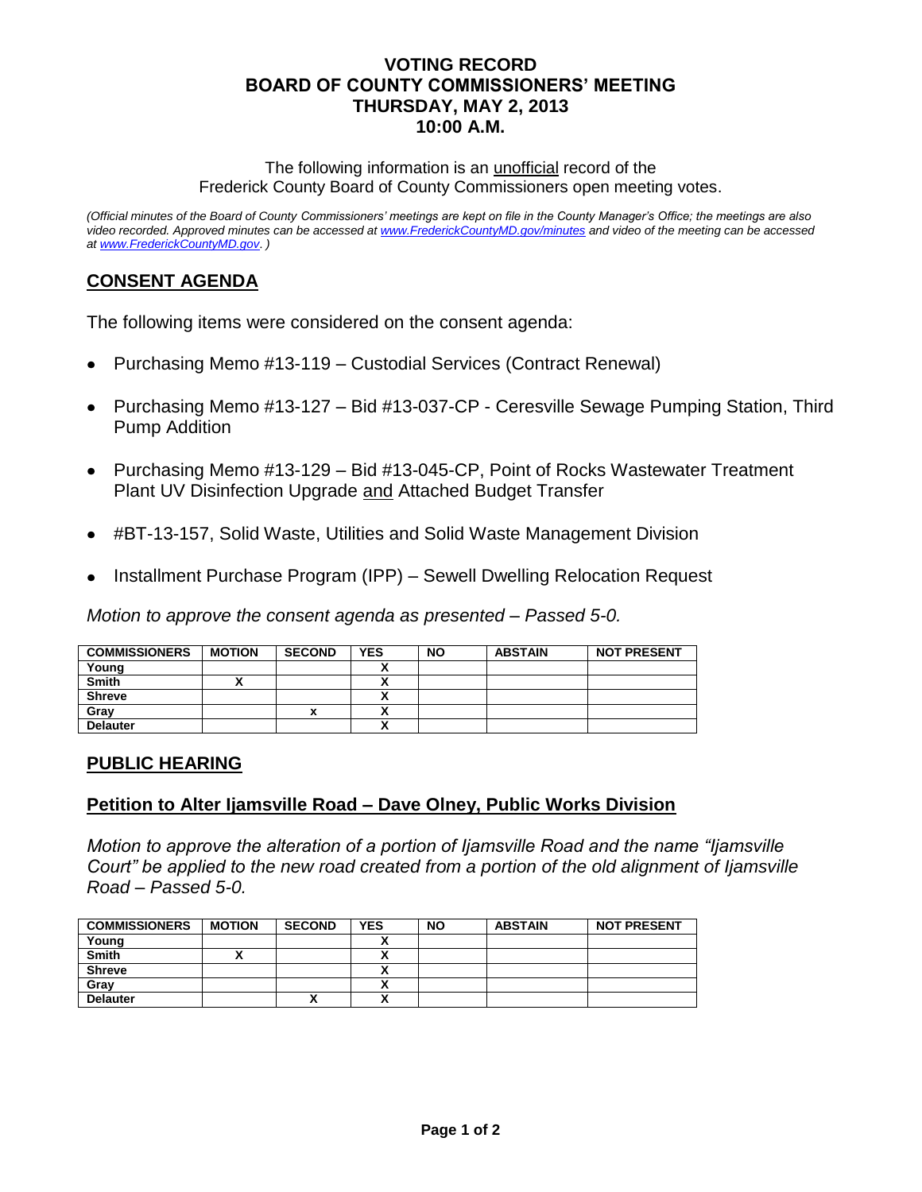# VOTING RECORD
# BOARD OF COUNTY COMMISSIONERS' MEETING
# THURSDAY, MAY 2, 2013
# 10:00 A.M.

The following information is an unofficial record of the Frederick County Board of County Commissioners open meeting votes.

*(Official minutes of the Board of County Commissioners' meetings are kept on file in the County Manager's Office; the meetings are also video recorded. Approved minutes can be accessed at www.FrederickCountyMD.gov/minutes and video of the meeting can be accessed at www.FrederickCountyMD.gov. )*

## CONSENT AGENDA

The following items were considered on the consent agenda:

- Purchasing Memo #13-119 – Custodial Services (Contract Renewal)
- Purchasing Memo #13-127 – Bid #13-037-CP - Ceresville Sewage Pumping Station, Third Pump Addition
- Purchasing Memo #13-129 – Bid #13-045-CP, Point of Rocks Wastewater Treatment Plant UV Disinfection Upgrade and Attached Budget Transfer
- #BT-13-157, Solid Waste, Utilities and Solid Waste Management Division
- Installment Purchase Program (IPP) – Sewell Dwelling Relocation Request

*Motion to approve the consent agenda as presented – Passed 5-0.*

| COMMISSIONERS | MOTION | SECOND | YES | NO | ABSTAIN | NOT PRESENT |
|---|---|---|---|---|---|---|
| Young | | | X | | | |
| Smith | X | | X | | | |
| Shreve | | | X | | | |
| Gray | | x | X | | | |
| Delauter | | | X | | | |

## PUBLIC HEARING

### Petition to Alter Ijamsville Road – Dave Olney, Public Works Division

*Motion to approve the alteration of a portion of Ijamsville Road and the name "Ijamsville Court" be applied to the new road created from a portion of the old alignment of Ijamsville Road – Passed 5-0.*

| COMMISSIONERS | MOTION | SECOND | YES | NO | ABSTAIN | NOT PRESENT |
|---|---|---|---|---|---|---|
| Young | | | X | | | |
| Smith | X | | X | | | |
| Shreve | | | X | | | |
| Gray | | | X | | | |
| Delauter | | X | X | | | |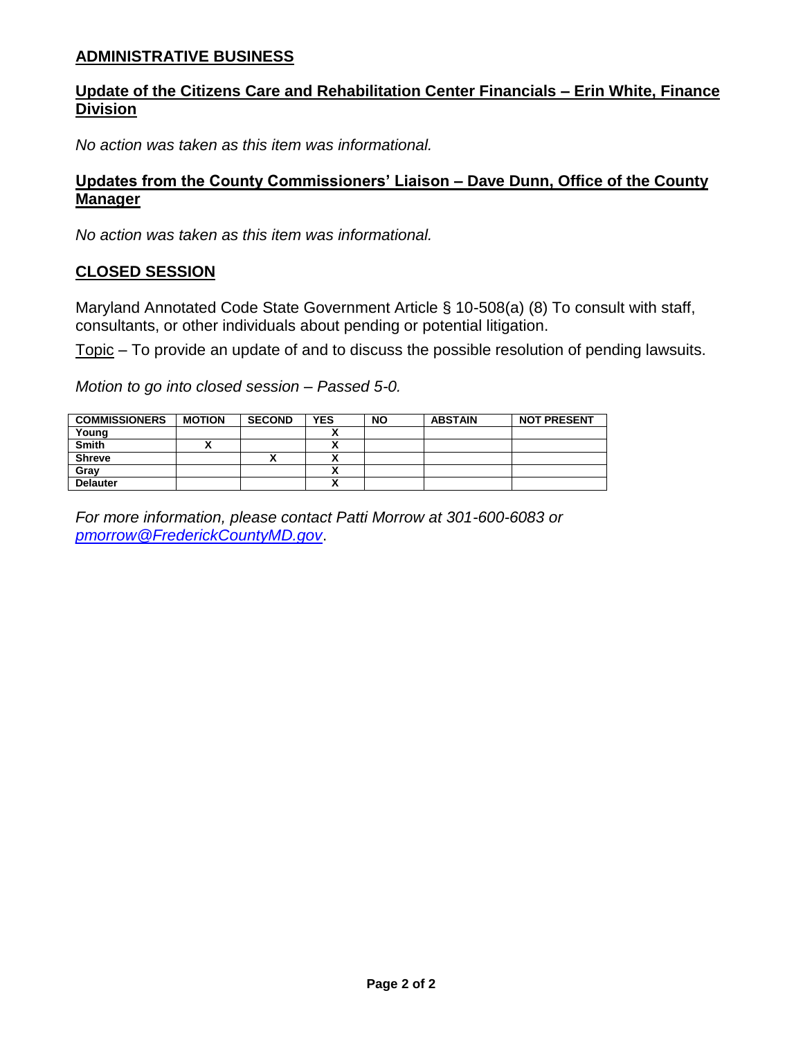## ADMINISTRATIVE BUSINESS

### Update of the Citizens Care and Rehabilitation Center Financials – Erin White, Finance Division

*No action was taken as this item was informational.*

### Updates from the County Commissioners' Liaison – Dave Dunn, Office of the County Manager

*No action was taken as this item was informational.*

## CLOSED SESSION

Maryland Annotated Code State Government Article § 10-508(a) (8) To consult with staff, consultants, or other individuals about pending or potential litigation.

Topic – To provide an update of and to discuss the possible resolution of pending lawsuits.

*Motion to go into closed session – Passed 5-0.*

| COMMISSIONERS | MOTION | SECOND | YES | NO | ABSTAIN | NOT PRESENT |
|---|---|---|---|---|---|---|
| Young | | | X | | | |
| Smith | X | | X | | | |
| Shreve | | X | X | | | |
| Gray | | | X | | | |
| Delauter | | | X | | | |

*For more information, please contact Patti Morrow at 301-600-6083 or pmorrow@FrederickCountyMD.gov.*